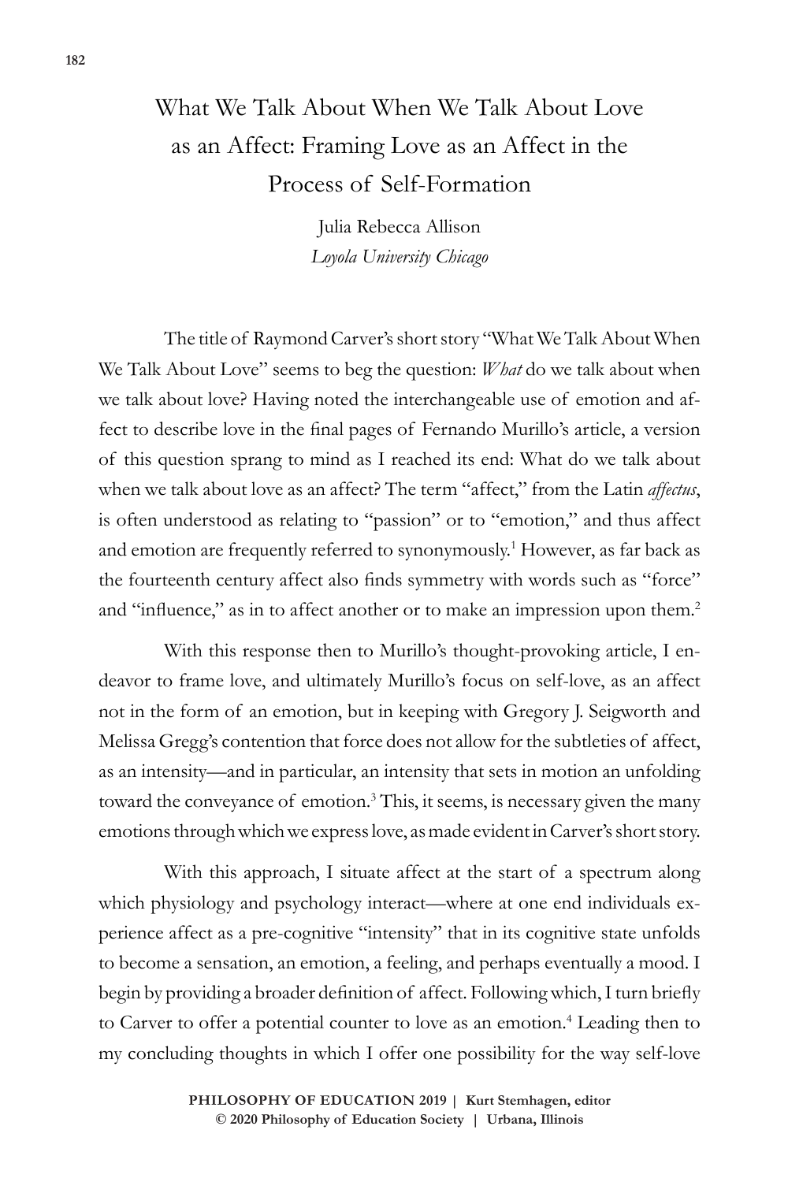# What We Talk About When We Talk About Love as an Affect: Framing Love as an Affect in the Process of Self-Formation

Julia Rebecca Allison
*Loyola University Chicago*

The title of Raymond Carver's short story "What We Talk About When We Talk About Love" seems to beg the question: *What* do we talk about when we talk about love? Having noted the interchangeable use of emotion and affect to describe love in the final pages of Fernando Murillo's article, a version of this question sprang to mind as I reached its end: What do we talk about when we talk about love as an affect? The term "affect," from the Latin *affectus*, is often understood as relating to "passion" or to "emotion," and thus affect and emotion are frequently referred to synonymously.[1] However, as far back as the fourteenth century affect also finds symmetry with words such as "force" and "influence," as in to affect another or to make an impression upon them.[2]

With this response then to Murillo's thought-provoking article, I endeavor to frame love, and ultimately Murillo's focus on self-love, as an affect not in the form of an emotion, but in keeping with Gregory J. Seigworth and Melissa Gregg's contention that force does not allow for the subtleties of affect, as an intensity—and in particular, an intensity that sets in motion an unfolding toward the conveyance of emotion.[3] This, it seems, is necessary given the many emotions through which we express love, as made evident in Carver's short story.

With this approach, I situate affect at the start of a spectrum along which physiology and psychology interact—where at one end individuals experience affect as a pre-cognitive "intensity" that in its cognitive state unfolds to become a sensation, an emotion, a feeling, and perhaps eventually a mood. I begin by providing a broader definition of affect. Following which, I turn briefly to Carver to offer a potential counter to love as an emotion.[4] Leading then to my concluding thoughts in which I offer one possibility for the way self-love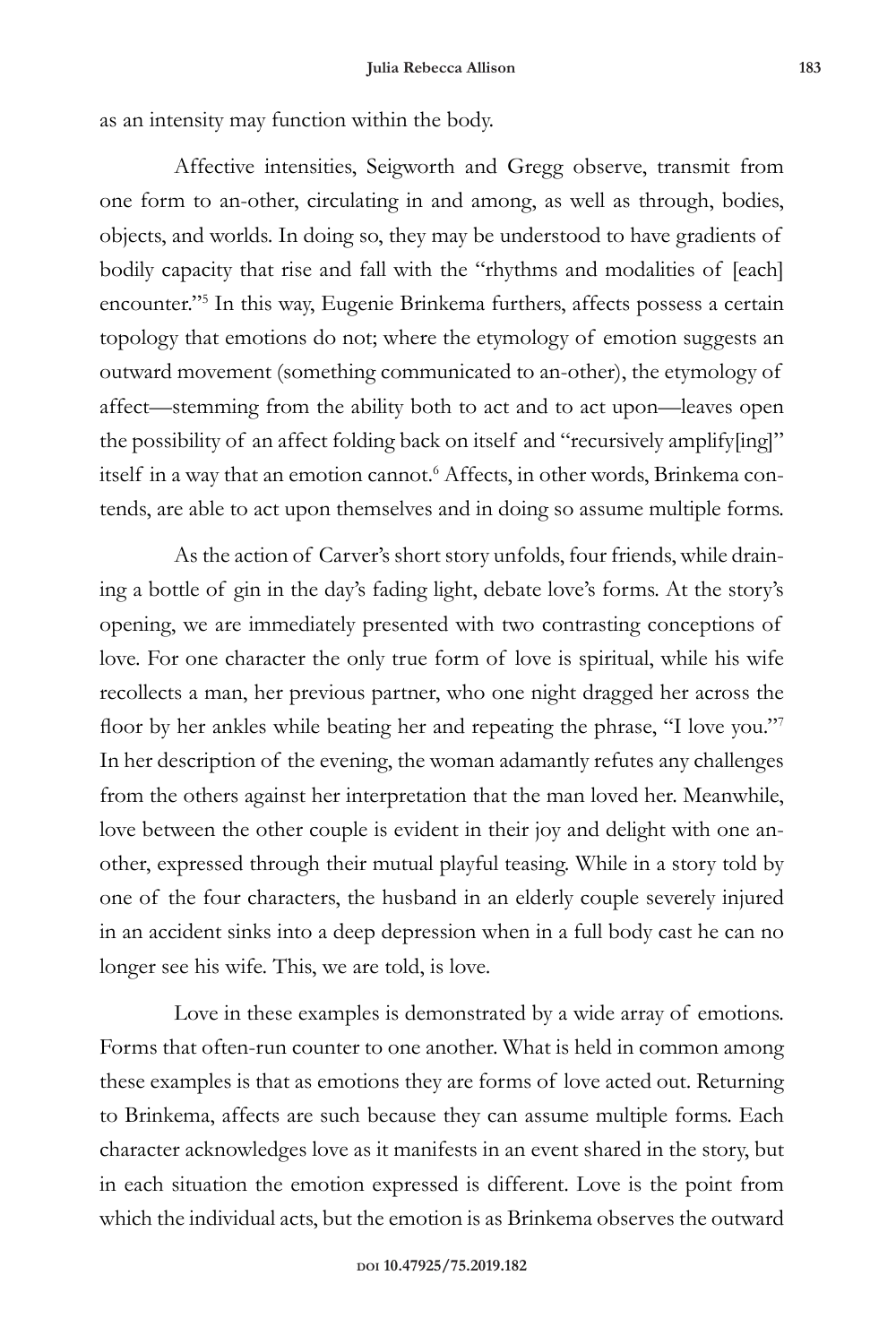as an intensity may function within the body.

Affective intensities, Seigworth and Gregg observe, transmit from one form to an-other, circulating in and among, as well as through, bodies, objects, and worlds. In doing so, they may be understood to have gradients of bodily capacity that rise and fall with the "rhythms and modalities of [each] encounter."[5] In this way, Eugenie Brinkema furthers, affects possess a certain topology that emotions do not; where the etymology of emotion suggests an outward movement (something communicated to an-other), the etymology of affect—stemming from the ability both to act and to act upon—leaves open the possibility of an affect folding back on itself and "recursively amplify[ing]" itself in a way that an emotion cannot.[6] Affects, in other words, Brinkema contends, are able to act upon themselves and in doing so assume multiple forms.

As the action of Carver's short story unfolds, four friends, while draining a bottle of gin in the day's fading light, debate love's forms. At the story's opening, we are immediately presented with two contrasting conceptions of love. For one character the only true form of love is spiritual, while his wife recollects a man, her previous partner, who one night dragged her across the floor by her ankles while beating her and repeating the phrase, "I love you."[7] In her description of the evening, the woman adamantly refutes any challenges from the others against her interpretation that the man loved her. Meanwhile, love between the other couple is evident in their joy and delight with one another, expressed through their mutual playful teasing. While in a story told by one of the four characters, the husband in an elderly couple severely injured in an accident sinks into a deep depression when in a full body cast he can no longer see his wife. This, we are told, is love.

Love in these examples is demonstrated by a wide array of emotions. Forms that often-run counter to one another. What is held in common among these examples is that as emotions they are forms of love acted out. Returning to Brinkema, affects are such because they can assume multiple forms. Each character acknowledges love as it manifests in an event shared in the story, but in each situation the emotion expressed is different. Love is the point from which the individual acts, but the emotion is as Brinkema observes the outward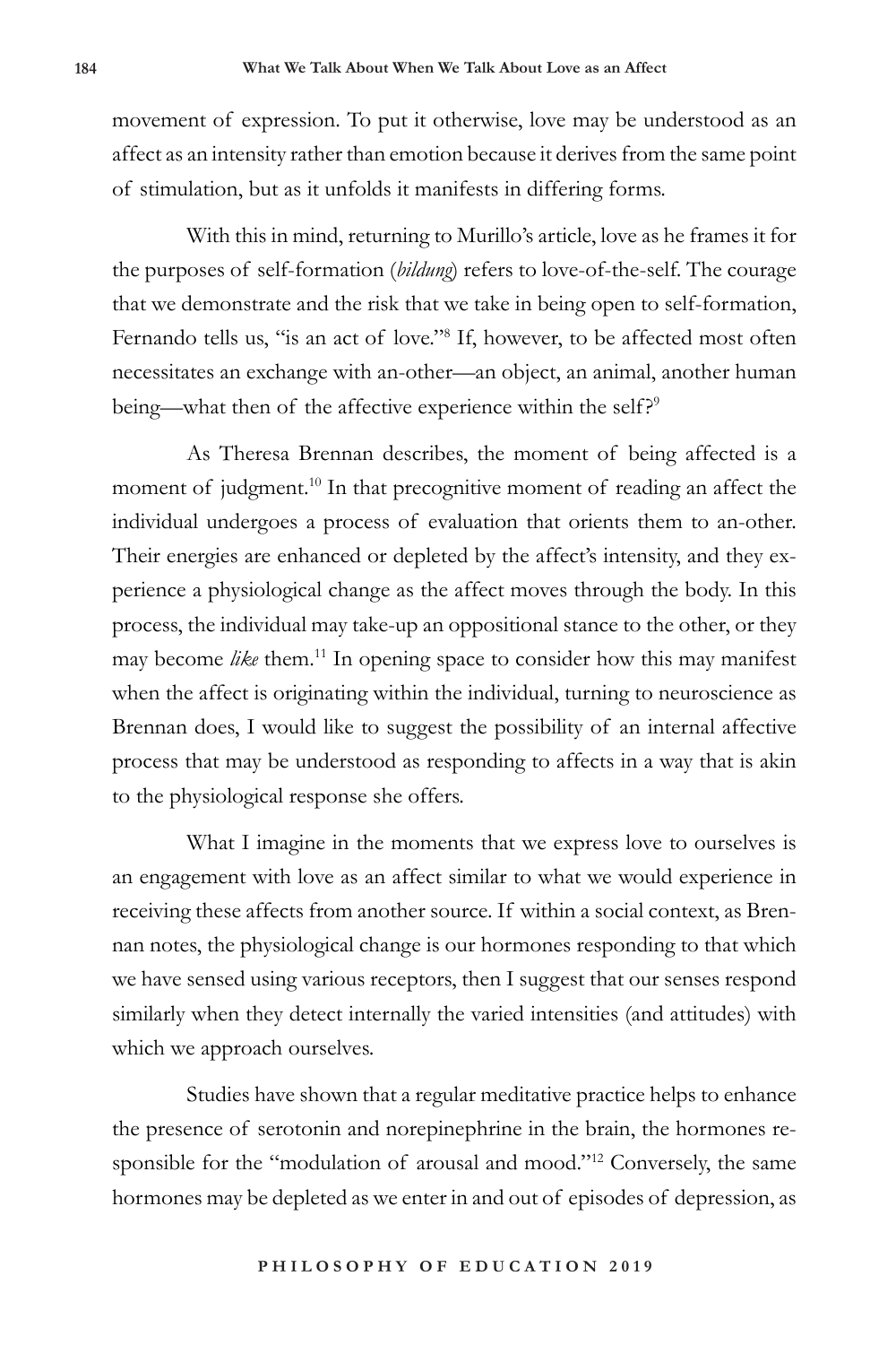movement of expression. To put it otherwise, love may be understood as an affect as an intensity rather than emotion because it derives from the same point of stimulation, but as it unfolds it manifests in differing forms.

With this in mind, returning to Murillo's article, love as he frames it for the purposes of self-formation (*bildung*) refers to love-of-the-self. The courage that we demonstrate and the risk that we take in being open to self-formation, Fernando tells us, "is an act of love."[8] If, however, to be affected most often necessitates an exchange with an-other—an object, an animal, another human being—what then of the affective experience within the self?[9]

As Theresa Brennan describes, the moment of being affected is a moment of judgment.[10] In that precognitive moment of reading an affect the individual undergoes a process of evaluation that orients them to an-other. Their energies are enhanced or depleted by the affect's intensity, and they experience a physiological change as the affect moves through the body. In this process, the individual may take-up an oppositional stance to the other, or they may become *like* them.[11] In opening space to consider how this may manifest when the affect is originating within the individual, turning to neuroscience as Brennan does, I would like to suggest the possibility of an internal affective process that may be understood as responding to affects in a way that is akin to the physiological response she offers.

What I imagine in the moments that we express love to ourselves is an engagement with love as an affect similar to what we would experience in receiving these affects from another source. If within a social context, as Brennan notes, the physiological change is our hormones responding to that which we have sensed using various receptors, then I suggest that our senses respond similarly when they detect internally the varied intensities (and attitudes) with which we approach ourselves.

Studies have shown that a regular meditative practice helps to enhance the presence of serotonin and norepinephrine in the brain, the hormones responsible for the "modulation of arousal and mood."[12] Conversely, the same hormones may be depleted as we enter in and out of episodes of depression, as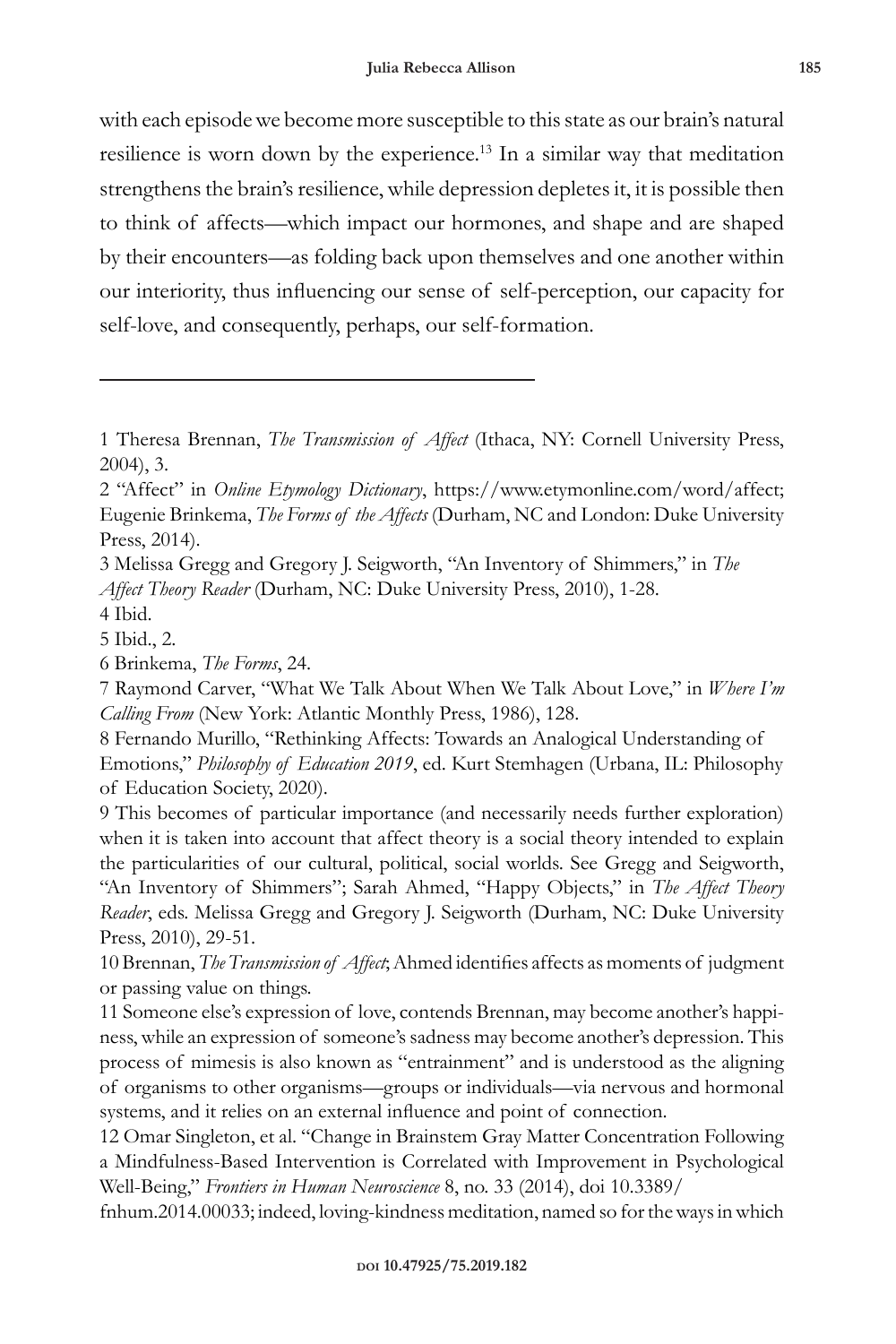with each episode we become more susceptible to this state as our brain's natural resilience is worn down by the experience.[13] In a similar way that meditation strengthens the brain's resilience, while depression depletes it, it is possible then to think of affects—which impact our hormones, and shape and are shaped by their encounters—as folding back upon themselves and one another within our interiority, thus influencing our sense of self-perception, our capacity for self-love, and consequently, perhaps, our self-formation.

---

1 Theresa Brennan, *The Transmission of Affect* (Ithaca, NY: Cornell University Press, 2004), 3.

2 "Affect" in *Online Etymology Dictionary*, https://www.etymonline.com/word/affect; Eugenie Brinkema, *The Forms of the Affects* (Durham, NC and London: Duke University Press, 2014).

3 Melissa Gregg and Gregory J. Seigworth, "An Inventory of Shimmers," in *The Affect Theory Reader* (Durham, NC: Duke University Press, 2010), 1-28.

4 Ibid.

5 Ibid., 2.

6 Brinkema, *The Forms*, 24.

7 Raymond Carver, "What We Talk About When We Talk About Love," in *Where I'm Calling From* (New York: Atlantic Monthly Press, 1986), 128.

8 Fernando Murillo, "Rethinking Affects: Towards an Analogical Understanding of Emotions," *Philosophy of Education 2019*, ed. Kurt Stemhagen (Urbana, IL: Philosophy of Education Society, 2020).

9 This becomes of particular importance (and necessarily needs further exploration) when it is taken into account that affect theory is a social theory intended to explain the particularities of our cultural, political, social worlds. See Gregg and Seigworth, "An Inventory of Shimmers"; Sarah Ahmed, "Happy Objects," in *The Affect Theory Reader*, eds. Melissa Gregg and Gregory J. Seigworth (Durham, NC: Duke University Press, 2010), 29-51.

10 Brennan, *The Transmission of Affect*; Ahmed identifies affects as moments of judgment or passing value on things.

11 Someone else's expression of love, contends Brennan, may become another's happiness, while an expression of someone's sadness may become another's depression. This process of mimesis is also known as "entrainment" and is understood as the aligning of organisms to other organisms—groups or individuals—via nervous and hormonal systems, and it relies on an external influence and point of connection.

12 Omar Singleton, et al. "Change in Brainstem Gray Matter Concentration Following a Mindfulness-Based Intervention is Correlated with Improvement in Psychological Well-Being," *Frontiers in Human Neuroscience* 8, no. 33 (2014), doi 10.3389/fnhum.2014.00033; indeed, loving-kindness meditation, named so for the ways in which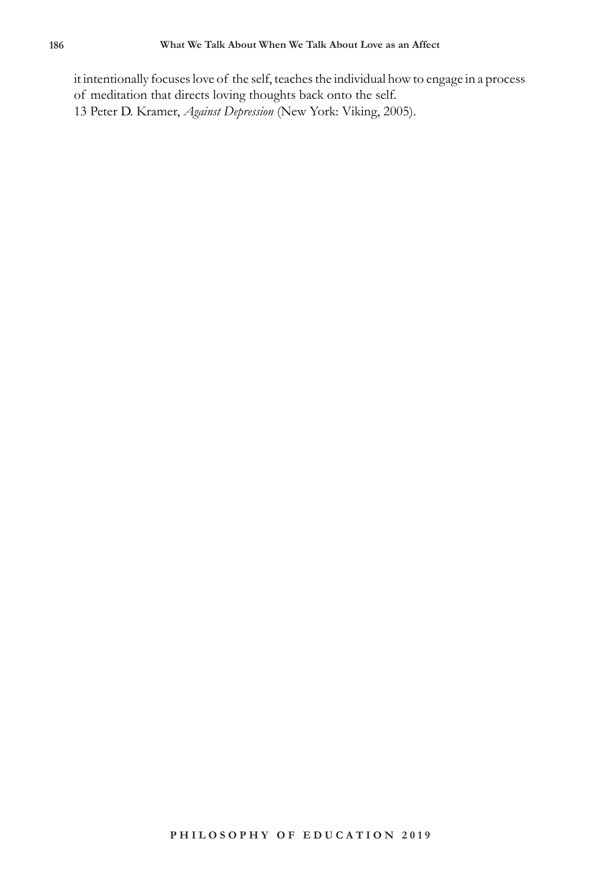it intentionally focuses love of the self, teaches the individual how to engage in a process of meditation that directs loving thoughts back onto the self.

13 Peter D. Kramer, *Against Depression* (New York: Viking, 2005).